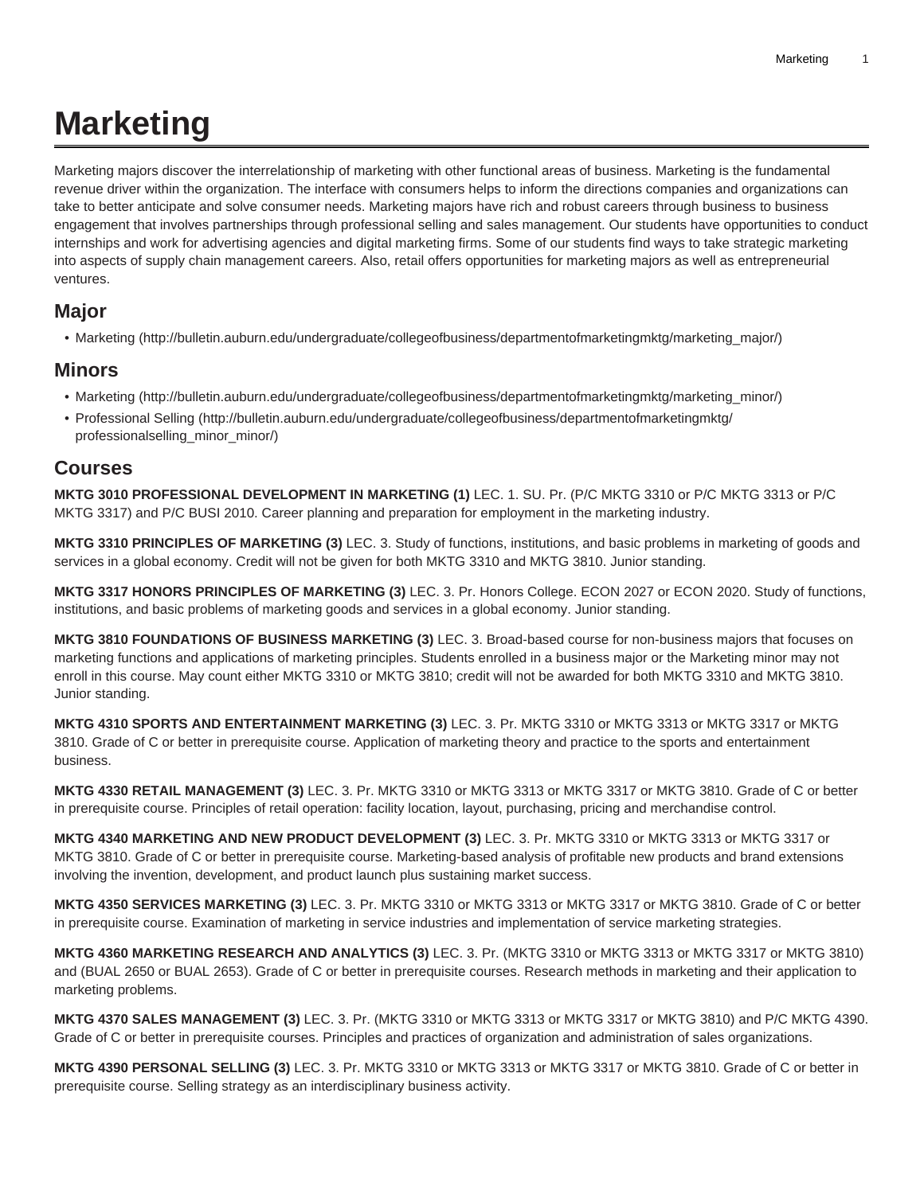# Marketing

Marketing majors discover the interrelationship of marketing with other functional areas of business. Marketing is the fundamental revenue driver within the organization. The interface with consumers helps to inform the directions companies and organizations can take to better anticipate and solve consumer needs. Marketing majors have rich and robust careers through business to business engagement that involves partnerships through professional selling and sales management. Our students have opportunities to conduct internships and work for advertising agencies and digital marketing firms. Some of our students find ways to take strategic marketing into aspects of supply chain management careers. Also, retail offers opportunities for marketing majors as well as entrepreneurial ventures.

## Major

- Marketing (http://bulletin.auburn.edu/undergraduate/collegeofbusiness/departmentofmarketingmktg/marketing_major/)

## Minors

- Marketing (http://bulletin.auburn.edu/undergraduate/collegeofbusiness/departmentofmarketingmktg/marketing_minor/)
- Professional Selling (http://bulletin.auburn.edu/undergraduate/collegeofbusiness/departmentofmarketingmktg/professionalselling_minor_minor/)

## Courses

**MKTG 3010 PROFESSIONAL DEVELOPMENT IN MARKETING (1)** LEC. 1. SU. Pr. (P/C MKTG 3310 or P/C MKTG 3313 or P/C MKTG 3317) and P/C BUSI 2010. Career planning and preparation for employment in the marketing industry.

**MKTG 3310 PRINCIPLES OF MARKETING (3)** LEC. 3. Study of functions, institutions, and basic problems in marketing of goods and services in a global economy. Credit will not be given for both MKTG 3310 and MKTG 3810. Junior standing.

**MKTG 3317 HONORS PRINCIPLES OF MARKETING (3)** LEC. 3. Pr. Honors College. ECON 2027 or ECON 2020. Study of functions, institutions, and basic problems of marketing goods and services in a global economy. Junior standing.

**MKTG 3810 FOUNDATIONS OF BUSINESS MARKETING (3)** LEC. 3. Broad-based course for non-business majors that focuses on marketing functions and applications of marketing principles. Students enrolled in a business major or the Marketing minor may not enroll in this course. May count either MKTG 3310 or MKTG 3810; credit will not be awarded for both MKTG 3310 and MKTG 3810. Junior standing.

**MKTG 4310 SPORTS AND ENTERTAINMENT MARKETING (3)** LEC. 3. Pr. MKTG 3310 or MKTG 3313 or MKTG 3317 or MKTG 3810. Grade of C or better in prerequisite course. Application of marketing theory and practice to the sports and entertainment business.

**MKTG 4330 RETAIL MANAGEMENT (3)** LEC. 3. Pr. MKTG 3310 or MKTG 3313 or MKTG 3317 or MKTG 3810. Grade of C or better in prerequisite course. Principles of retail operation: facility location, layout, purchasing, pricing and merchandise control.

**MKTG 4340 MARKETING AND NEW PRODUCT DEVELOPMENT (3)** LEC. 3. Pr. MKTG 3310 or MKTG 3313 or MKTG 3317 or MKTG 3810. Grade of C or better in prerequisite course. Marketing-based analysis of profitable new products and brand extensions involving the invention, development, and product launch plus sustaining market success.

**MKTG 4350 SERVICES MARKETING (3)** LEC. 3. Pr. MKTG 3310 or MKTG 3313 or MKTG 3317 or MKTG 3810. Grade of C or better in prerequisite course. Examination of marketing in service industries and implementation of service marketing strategies.

**MKTG 4360 MARKETING RESEARCH AND ANALYTICS (3)** LEC. 3. Pr. (MKTG 3310 or MKTG 3313 or MKTG 3317 or MKTG 3810) and (BUAL 2650 or BUAL 2653). Grade of C or better in prerequisite courses. Research methods in marketing and their application to marketing problems.

**MKTG 4370 SALES MANAGEMENT (3)** LEC. 3. Pr. (MKTG 3310 or MKTG 3313 or MKTG 3317 or MKTG 3810) and P/C MKTG 4390. Grade of C or better in prerequisite courses. Principles and practices of organization and administration of sales organizations.

**MKTG 4390 PERSONAL SELLING (3)** LEC. 3. Pr. MKTG 3310 or MKTG 3313 or MKTG 3317 or MKTG 3810. Grade of C or better in prerequisite course. Selling strategy as an interdisciplinary business activity.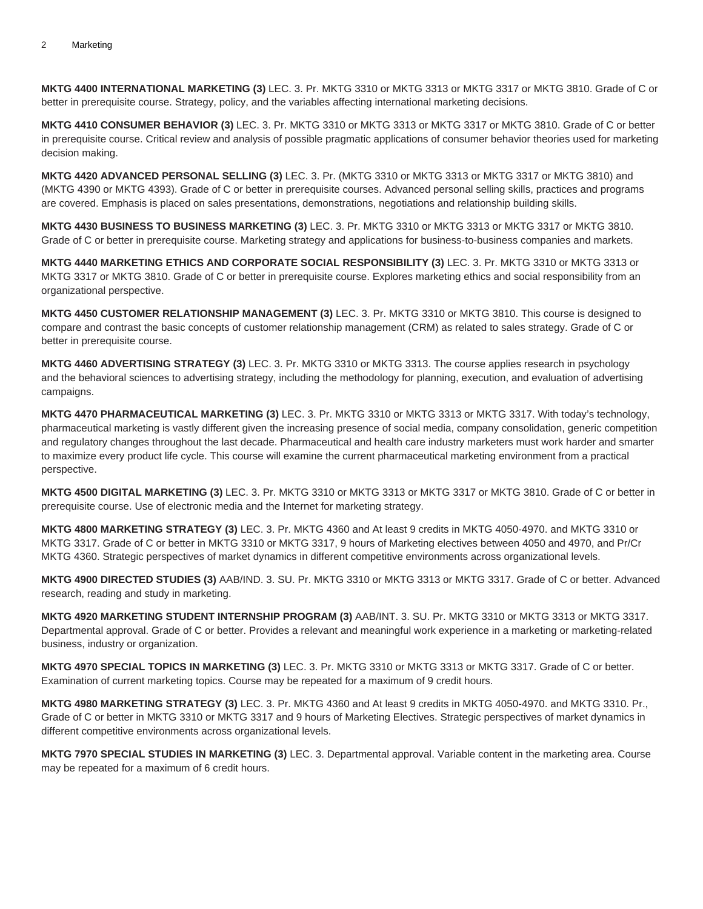**MKTG 4400 INTERNATIONAL MARKETING (3)** LEC. 3. Pr. MKTG 3310 or MKTG 3313 or MKTG 3317 or MKTG 3810. Grade of C or better in prerequisite course. Strategy, policy, and the variables affecting international marketing decisions.

**MKTG 4410 CONSUMER BEHAVIOR (3)** LEC. 3. Pr. MKTG 3310 or MKTG 3313 or MKTG 3317 or MKTG 3810. Grade of C or better in prerequisite course. Critical review and analysis of possible pragmatic applications of consumer behavior theories used for marketing decision making.

**MKTG 4420 ADVANCED PERSONAL SELLING (3)** LEC. 3. Pr. (MKTG 3310 or MKTG 3313 or MKTG 3317 or MKTG 3810) and (MKTG 4390 or MKTG 4393). Grade of C or better in prerequisite courses. Advanced personal selling skills, practices and programs are covered. Emphasis is placed on sales presentations, demonstrations, negotiations and relationship building skills.

**MKTG 4430 BUSINESS TO BUSINESS MARKETING (3)** LEC. 3. Pr. MKTG 3310 or MKTG 3313 or MKTG 3317 or MKTG 3810. Grade of C or better in prerequisite course. Marketing strategy and applications for business-to-business companies and markets.

**MKTG 4440 MARKETING ETHICS AND CORPORATE SOCIAL RESPONSIBILITY (3)** LEC. 3. Pr. MKTG 3310 or MKTG 3313 or MKTG 3317 or MKTG 3810. Grade of C or better in prerequisite course. Explores marketing ethics and social responsibility from an organizational perspective.

**MKTG 4450 CUSTOMER RELATIONSHIP MANAGEMENT (3)** LEC. 3. Pr. MKTG 3310 or MKTG 3810. This course is designed to compare and contrast the basic concepts of customer relationship management (CRM) as related to sales strategy. Grade of C or better in prerequisite course.

**MKTG 4460 ADVERTISING STRATEGY (3)** LEC. 3. Pr. MKTG 3310 or MKTG 3313. The course applies research in psychology and the behavioral sciences to advertising strategy, including the methodology for planning, execution, and evaluation of advertising campaigns.

**MKTG 4470 PHARMACEUTICAL MARKETING (3)** LEC. 3. Pr. MKTG 3310 or MKTG 3313 or MKTG 3317. With today's technology, pharmaceutical marketing is vastly different given the increasing presence of social media, company consolidation, generic competition and regulatory changes throughout the last decade. Pharmaceutical and health care industry marketers must work harder and smarter to maximize every product life cycle. This course will examine the current pharmaceutical marketing environment from a practical perspective.

**MKTG 4500 DIGITAL MARKETING (3)** LEC. 3. Pr. MKTG 3310 or MKTG 3313 or MKTG 3317 or MKTG 3810. Grade of C or better in prerequisite course. Use of electronic media and the Internet for marketing strategy.

**MKTG 4800 MARKETING STRATEGY (3)** LEC. 3. Pr. MKTG 4360 and At least 9 credits in MKTG 4050-4970. and MKTG 3310 or MKTG 3317. Grade of C or better in MKTG 3310 or MKTG 3317, 9 hours of Marketing electives between 4050 and 4970, and Pr/Cr MKTG 4360. Strategic perspectives of market dynamics in different competitive environments across organizational levels.

**MKTG 4900 DIRECTED STUDIES (3)** AAB/IND. 3. SU. Pr. MKTG 3310 or MKTG 3313 or MKTG 3317. Grade of C or better. Advanced research, reading and study in marketing.

**MKTG 4920 MARKETING STUDENT INTERNSHIP PROGRAM (3)** AAB/INT. 3. SU. Pr. MKTG 3310 or MKTG 3313 or MKTG 3317. Departmental approval. Grade of C or better. Provides a relevant and meaningful work experience in a marketing or marketing-related business, industry or organization.

**MKTG 4970 SPECIAL TOPICS IN MARKETING (3)** LEC. 3. Pr. MKTG 3310 or MKTG 3313 or MKTG 3317. Grade of C or better. Examination of current marketing topics. Course may be repeated for a maximum of 9 credit hours.

**MKTG 4980 MARKETING STRATEGY (3)** LEC. 3. Pr. MKTG 4360 and At least 9 credits in MKTG 4050-4970. and MKTG 3310. Pr., Grade of C or better in MKTG 3310 or MKTG 3317 and 9 hours of Marketing Electives. Strategic perspectives of market dynamics in different competitive environments across organizational levels.

**MKTG 7970 SPECIAL STUDIES IN MARKETING (3)** LEC. 3. Departmental approval. Variable content in the marketing area. Course may be repeated for a maximum of 6 credit hours.